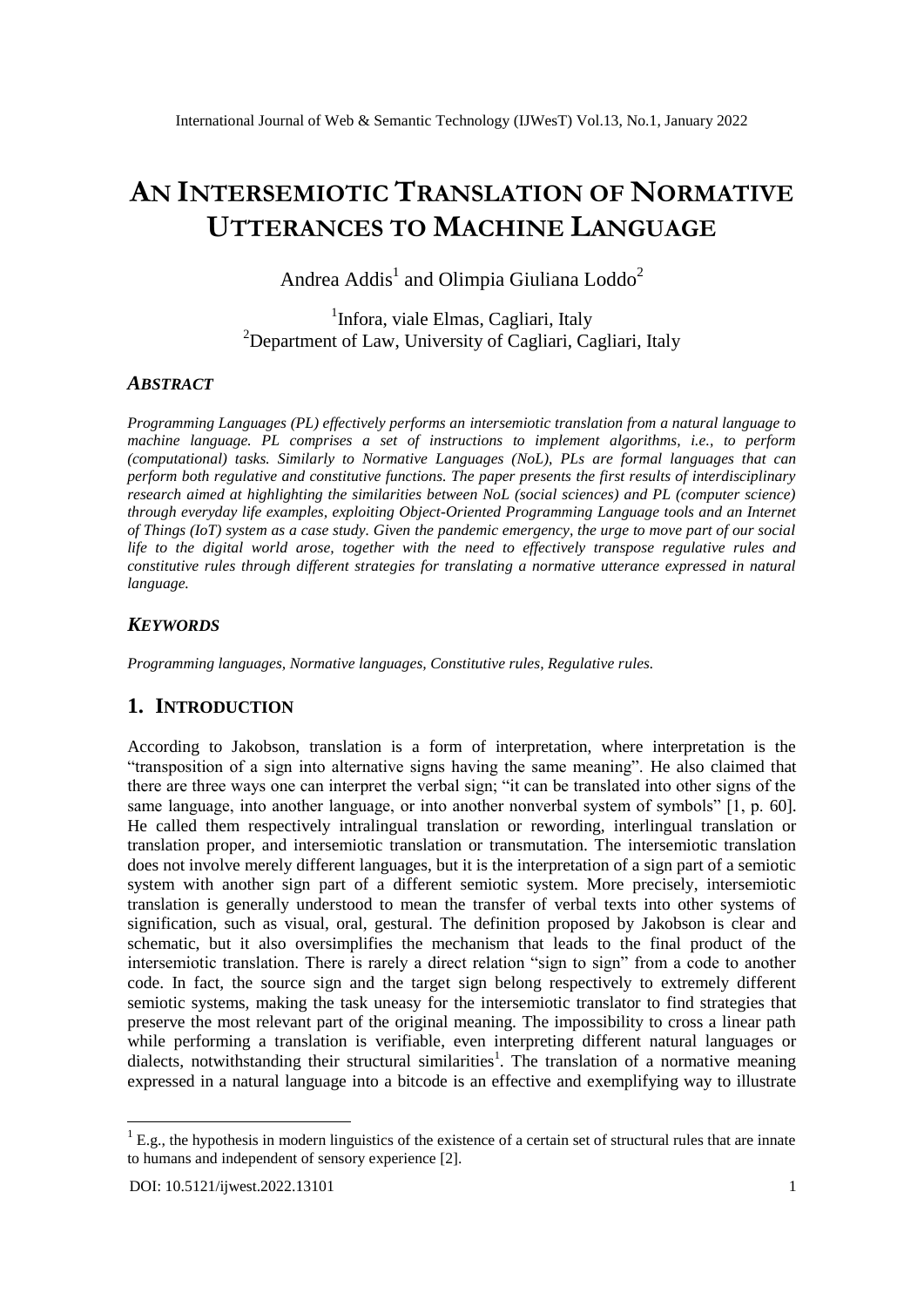# An Intersemiotic Translation of Normative Utterances to Machine Language

Andrea Addis[1] and Olimpia Giuliana Loddo[2]

[1]Infora, viale Elmas, Cagliari, Italy
[2]Department of Law, University of Cagliari, Cagliari, Italy

### *Abstract*

*Programming Languages (PL) effectively performs an intersemiotic translation from a natural language to machine language. PL comprises a set of instructions to implement algorithms, i.e., to perform (computational) tasks. Similarly to Normative Languages (NoL), PLs are formal languages that can perform both regulative and constitutive functions. The paper presents the first results of interdisciplinary research aimed at highlighting the similarities between NoL (social sciences) and PL (computer science) through everyday life examples, exploiting Object-Oriented Programming Language tools and an Internet of Things (IoT) system as a case study. Given the pandemic emergency, the urge to move part of our social life to the digital world arose, together with the need to effectively transpose regulative rules and constitutive rules through different strategies for translating a normative utterance expressed in natural language.*

### *Keywords*

*Programming languages, Normative languages, Constitutive rules, Regulative rules.*

## 1. Introduction

According to Jakobson, translation is a form of interpretation, where interpretation is the "transposition of a sign into alternative signs having the same meaning". He also claimed that there are three ways one can interpret the verbal sign; "it can be translated into other signs of the same language, into another language, or into another nonverbal system of symbols" [1, p. 60]. He called them respectively intralingual translation or rewording, interlingual translation or translation proper, and intersemiotic translation or transmutation. The intersemiotic translation does not involve merely different languages, but it is the interpretation of a sign part of a semiotic system with another sign part of a different semiotic system. More precisely, intersemiotic translation is generally understood to mean the transfer of verbal texts into other systems of signification, such as visual, oral, gestural. The definition proposed by Jakobson is clear and schematic, but it also oversimplifies the mechanism that leads to the final product of the intersemiotic translation. There is rarely a direct relation "sign to sign" from a code to another code. In fact, the source sign and the target sign belong respectively to extremely different semiotic systems, making the task uneasy for the intersemiotic translator to find strategies that preserve the most relevant part of the original meaning. The impossibility to cross a linear path while performing a translation is verifiable, even interpreting different natural languages or dialects, notwithstanding their structural similarities[1]. The translation of a normative meaning expressed in a natural language into a bitcode is an effective and exemplifying way to illustrate

[1] E.g., the hypothesis in modern linguistics of the existence of a certain set of structural rules that are innate to humans and independent of sensory experience [2].

DOI: 10.5121/ijwest.2022.13101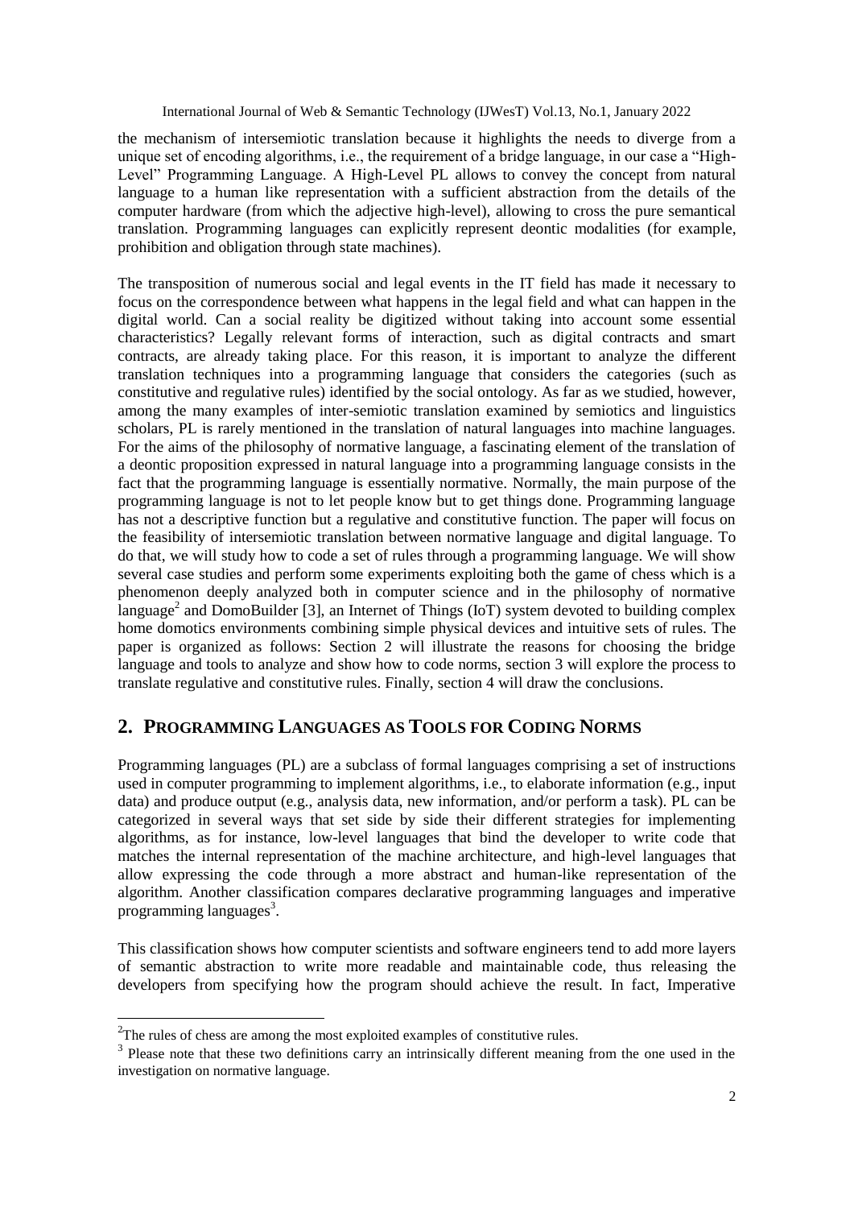the mechanism of intersemiotic translation because it highlights the needs to diverge from a unique set of encoding algorithms, i.e., the requirement of a bridge language, in our case a "High-Level" Programming Language. A High-Level PL allows to convey the concept from natural language to a human like representation with a sufficient abstraction from the details of the computer hardware (from which the adjective high-level), allowing to cross the pure semantical translation. Programming languages can explicitly represent deontic modalities (for example, prohibition and obligation through state machines).

The transposition of numerous social and legal events in the IT field has made it necessary to focus on the correspondence between what happens in the legal field and what can happen in the digital world. Can a social reality be digitized without taking into account some essential characteristics? Legally relevant forms of interaction, such as digital contracts and smart contracts, are already taking place. For this reason, it is important to analyze the different translation techniques into a programming language that considers the categories (such as constitutive and regulative rules) identified by the social ontology. As far as we studied, however, among the many examples of inter-semiotic translation examined by semiotics and linguistics scholars, PL is rarely mentioned in the translation of natural languages into machine languages. For the aims of the philosophy of normative language, a fascinating element of the translation of a deontic proposition expressed in natural language into a programming language consists in the fact that the programming language is essentially normative. Normally, the main purpose of the programming language is not to let people know but to get things done. Programming language has not a descriptive function but a regulative and constitutive function. The paper will focus on the feasibility of intersemiotic translation between normative language and digital language. To do that, we will study how to code a set of rules through a programming language. We will show several case studies and perform some experiments exploiting both the game of chess which is a phenomenon deeply analyzed both in computer science and in the philosophy of normative language[2] and DomoBuilder [3], an Internet of Things (IoT) system devoted to building complex home domotics environments combining simple physical devices and intuitive sets of rules. The paper is organized as follows: Section 2 will illustrate the reasons for choosing the bridge language and tools to analyze and show how to code norms, section 3 will explore the process to translate regulative and constitutive rules. Finally, section 4 will draw the conclusions.

## 2. Programming Languages as Tools for Coding Norms

Programming languages (PL) are a subclass of formal languages comprising a set of instructions used in computer programming to implement algorithms, i.e., to elaborate information (e.g., input data) and produce output (e.g., analysis data, new information, and/or perform a task). PL can be categorized in several ways that set side by side their different strategies for implementing algorithms, as for instance, low-level languages that bind the developer to write code that matches the internal representation of the machine architecture, and high-level languages that allow expressing the code through a more abstract and human-like representation of the algorithm. Another classification compares declarative programming languages and imperative programming languages[3].

This classification shows how computer scientists and software engineers tend to add more layers of semantic abstraction to write more readable and maintainable code, thus releasing the developers from specifying how the program should achieve the result. In fact, Imperative

---

[2] The rules of chess are among the most exploited examples of constitutive rules.

[3] Please note that these two definitions carry an intrinsically different meaning from the one used in the investigation on normative language.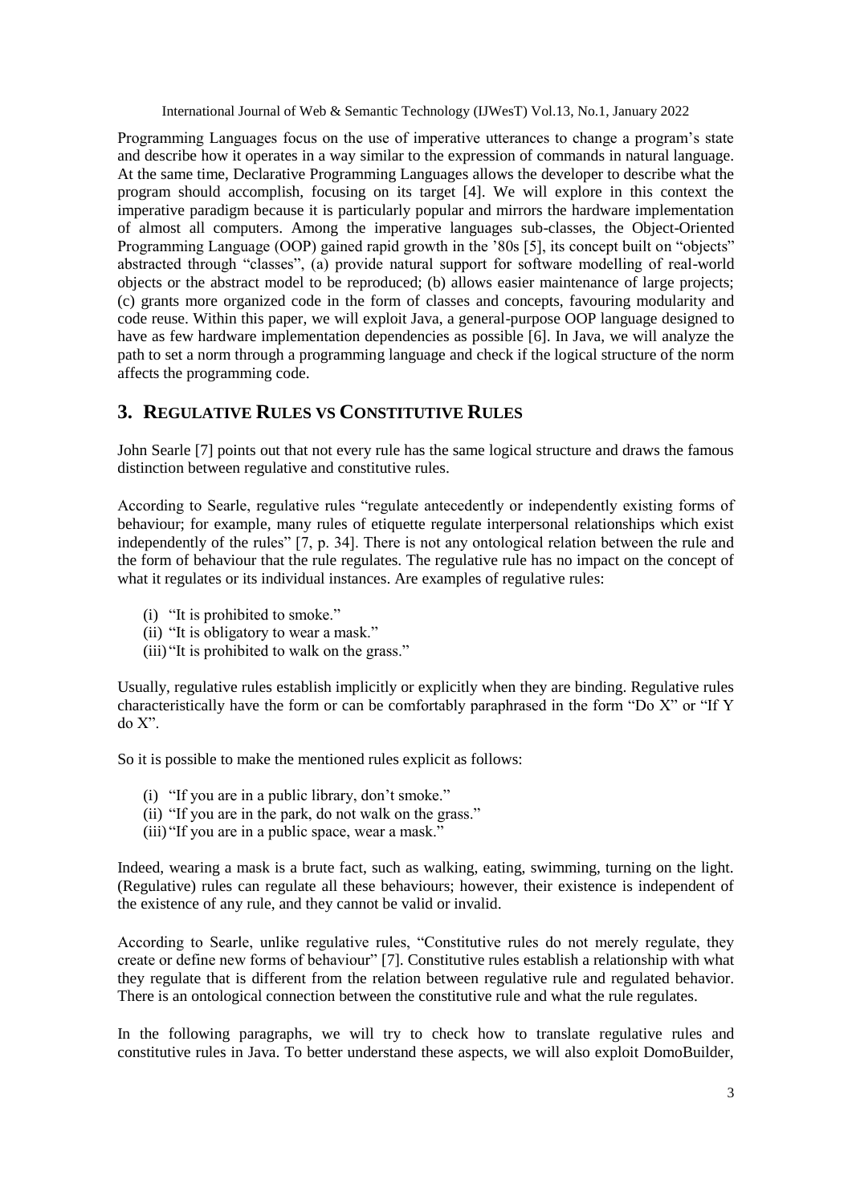Programming Languages focus on the use of imperative utterances to change a program's state and describe how it operates in a way similar to the expression of commands in natural language. At the same time, Declarative Programming Languages allows the developer to describe what the program should accomplish, focusing on its target [4]. We will explore in this context the imperative paradigm because it is particularly popular and mirrors the hardware implementation of almost all computers. Among the imperative languages sub-classes, the Object-Oriented Programming Language (OOP) gained rapid growth in the '80s [5], its concept built on "objects" abstracted through "classes", (a) provide natural support for software modelling of real-world objects or the abstract model to be reproduced; (b) allows easier maintenance of large projects; (c) grants more organized code in the form of classes and concepts, favouring modularity and code reuse. Within this paper, we will exploit Java, a general-purpose OOP language designed to have as few hardware implementation dependencies as possible [6]. In Java, we will analyze the path to set a norm through a programming language and check if the logical structure of the norm affects the programming code.

## 3. Regulative Rules vs Constitutive Rules

John Searle [7] points out that not every rule has the same logical structure and draws the famous distinction between regulative and constitutive rules.

According to Searle, regulative rules "regulate antecedently or independently existing forms of behaviour; for example, many rules of etiquette regulate interpersonal relationships which exist independently of the rules" [7, p. 34]. There is not any ontological relation between the rule and the form of behaviour that the rule regulates. The regulative rule has no impact on the concept of what it regulates or its individual instances. Are examples of regulative rules:

(i) "It is prohibited to smoke."
(ii) "It is obligatory to wear a mask."
(iii) "It is prohibited to walk on the grass."

Usually, regulative rules establish implicitly or explicitly when they are binding. Regulative rules characteristically have the form or can be comfortably paraphrased in the form "Do X" or "If Y do X".

So it is possible to make the mentioned rules explicit as follows:

(i) "If you are in a public library, don't smoke."
(ii) "If you are in the park, do not walk on the grass."
(iii) "If you are in a public space, wear a mask."

Indeed, wearing a mask is a brute fact, such as walking, eating, swimming, turning on the light. (Regulative) rules can regulate all these behaviours; however, their existence is independent of the existence of any rule, and they cannot be valid or invalid.

According to Searle, unlike regulative rules, "Constitutive rules do not merely regulate, they create or define new forms of behaviour" [7]. Constitutive rules establish a relationship with what they regulate that is different from the relation between regulative rule and regulated behavior. There is an ontological connection between the constitutive rule and what the rule regulates.

In the following paragraphs, we will try to check how to translate regulative rules and constitutive rules in Java. To better understand these aspects, we will also exploit DomoBuilder,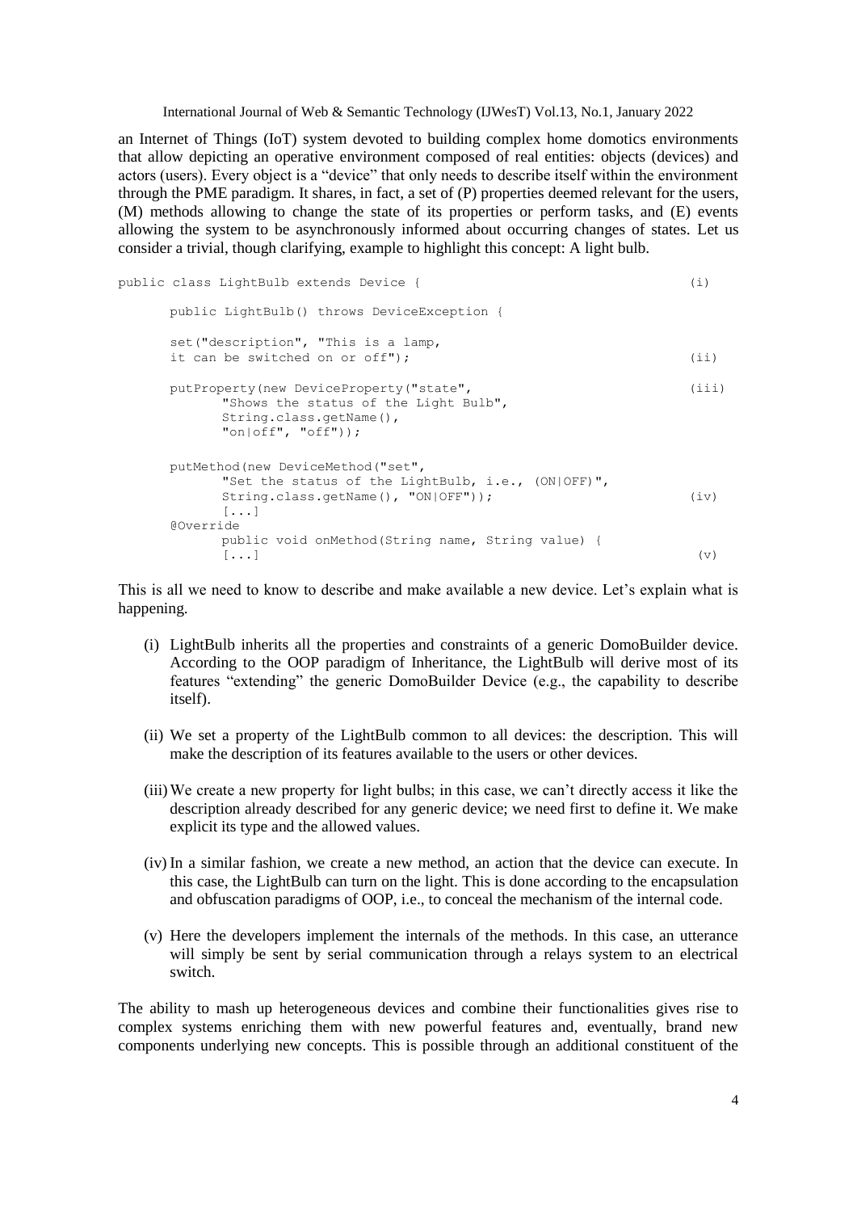an Internet of Things (IoT) system devoted to building complex home domotics environments that allow depicting an operative environment composed of real entities: objects (devices) and actors (users). Every object is a "device" that only needs to describe itself within the environment through the PME paradigm. It shares, in fact, a set of (P) properties deemed relevant for the users, (M) methods allowing to change the state of its properties or perform tasks, and (E) events allowing the system to be asynchronously informed about occurring changes of states. Let us consider a trivial, though clarifying, example to highlight this concept: A light bulb.

```
public class LightBulb extends Device {                                    (i)

      public LightBulb() throws DeviceException {

      set("description", "This is a lamp,
      it can be switched on or off");                                      (ii)

      putProperty(new DeviceProperty("state",                              (iii)
            "Shows the status of the Light Bulb",
            String.class.getName(),
            "on|off", "off"));

      putMethod(new DeviceMethod("set",
            "Set the status of the LightBulb, i.e., (ON|OFF)",
            String.class.getName(), "ON|OFF"));                            (iv)
            [...]
      @Override
            public void onMethod(String name, String value) {
            [...]                                                           (v)
```

This is all we need to know to describe and make available a new device. Let's explain what is happening.

(i) LightBulb inherits all the properties and constraints of a generic DomoBuilder device. According to the OOP paradigm of Inheritance, the LightBulb will derive most of its features "extending" the generic DomoBuilder Device (e.g., the capability to describe itself).

(ii) We set a property of the LightBulb common to all devices: the description. This will make the description of its features available to the users or other devices.

(iii) We create a new property for light bulbs; in this case, we can't directly access it like the description already described for any generic device; we need first to define it. We make explicit its type and the allowed values.

(iv) In a similar fashion, we create a new method, an action that the device can execute. In this case, the LightBulb can turn on the light. This is done according to the encapsulation and obfuscation paradigms of OOP, i.e., to conceal the mechanism of the internal code.

(v) Here the developers implement the internals of the methods. In this case, an utterance will simply be sent by serial communication through a relays system to an electrical switch.

The ability to mash up heterogeneous devices and combine their functionalities gives rise to complex systems enriching them with new powerful features and, eventually, brand new components underlying new concepts. This is possible through an additional constituent of the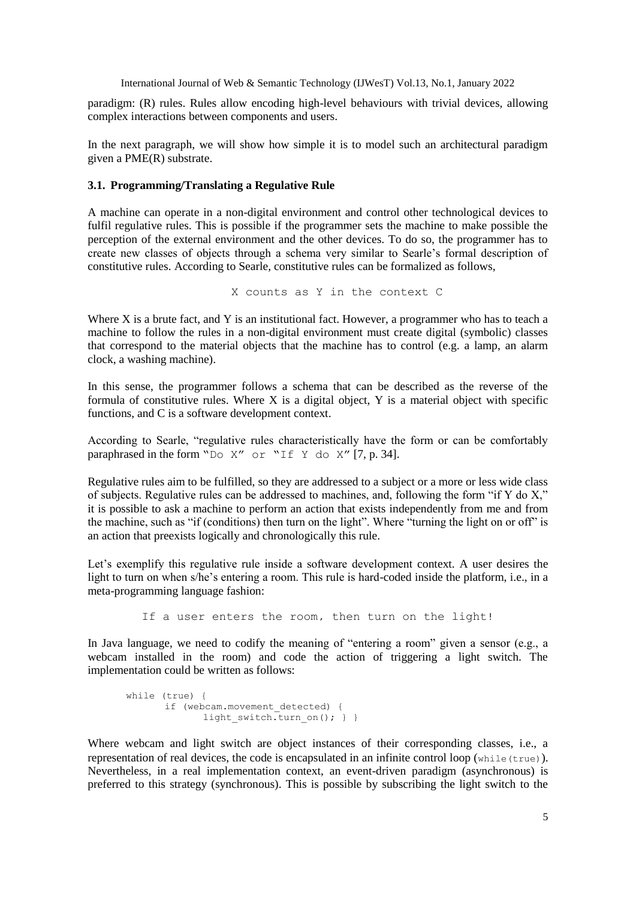paradigm: (R) rules. Rules allow encoding high-level behaviours with trivial devices, allowing complex interactions between components and users.

In the next paragraph, we will show how simple it is to model such an architectural paradigm given a PME(R) substrate.

### 3.1. Programming/Translating a Regulative Rule

A machine can operate in a non-digital environment and control other technological devices to fulfil regulative rules. This is possible if the programmer sets the machine to make possible the perception of the external environment and the other devices. To do so, the programmer has to create new classes of objects through a schema very similar to Searle's formal description of constitutive rules. According to Searle, constitutive rules can be formalized as follows,

```
X counts as Y in the context C
```

Where X is a brute fact, and Y is an institutional fact. However, a programmer who has to teach a machine to follow the rules in a non-digital environment must create digital (symbolic) classes that correspond to the material objects that the machine has to control (e.g. a lamp, an alarm clock, a washing machine).

In this sense, the programmer follows a schema that can be described as the reverse of the formula of constitutive rules. Where X is a digital object, Y is a material object with specific functions, and C is a software development context.

According to Searle, "regulative rules characteristically have the form or can be comfortably paraphrased in the form "`Do X`" or "`If Y do X`" [7, p. 34].

Regulative rules aim to be fulfilled, so they are addressed to a subject or a more or less wide class of subjects. Regulative rules can be addressed to machines, and, following the form "if Y do X," it is possible to ask a machine to perform an action that exists independently from me and from the machine, such as "if (conditions) then turn on the light". Where "turning the light on or off" is an action that preexists logically and chronologically this rule.

Let's exemplify this regulative rule inside a software development context. A user desires the light to turn on when s/he's entering a room. This rule is hard-coded inside the platform, i.e., in a meta-programming language fashion:

```
If a user enters the room, then turn on the light!
```

In Java language, we need to codify the meaning of "entering a room" given a sensor (e.g., a webcam installed in the room) and code the action of triggering a light switch. The implementation could be written as follows:

```
while (true) {
      if (webcam.movement_detected) {
            light_switch.turn_on(); } }
```

Where webcam and light switch are object instances of their corresponding classes, i.e., a representation of real devices, the code is encapsulated in an infinite control loop (`while(true)`). Nevertheless, in a real implementation context, an event-driven paradigm (asynchronous) is preferred to this strategy (synchronous). This is possible by subscribing the light switch to the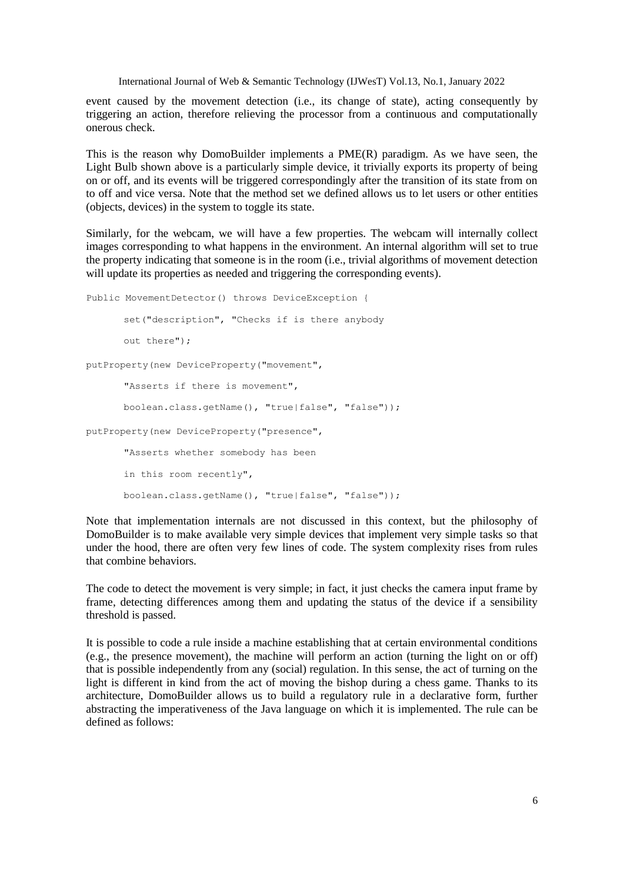event caused by the movement detection (i.e., its change of state), acting consequently by triggering an action, therefore relieving the processor from a continuous and computationally onerous check.

This is the reason why DomoBuilder implements a PME(R) paradigm. As we have seen, the Light Bulb shown above is a particularly simple device, it trivially exports its property of being on or off, and its events will be triggered correspondingly after the transition of its state from on to off and vice versa. Note that the method set we defined allows us to let users or other entities (objects, devices) in the system to toggle its state.

Similarly, for the webcam, we will have a few properties. The webcam will internally collect images corresponding to what happens in the environment. An internal algorithm will set to true the property indicating that someone is in the room (i.e., trivial algorithms of movement detection will update its properties as needed and triggering the corresponding events).

```
Public MovementDetector() throws DeviceException {
      set("description", "Checks if is there anybody
      out there");
putProperty(new DeviceProperty("movement",
      "Asserts if there is movement",
      boolean.class.getName(), "true|false", "false"));
putProperty(new DeviceProperty("presence",
      "Asserts whether somebody has been
      in this room recently",
      boolean.class.getName(), "true|false", "false"));
```

Note that implementation internals are not discussed in this context, but the philosophy of DomoBuilder is to make available very simple devices that implement very simple tasks so that under the hood, there are often very few lines of code. The system complexity rises from rules that combine behaviors.

The code to detect the movement is very simple; in fact, it just checks the camera input frame by frame, detecting differences among them and updating the status of the device if a sensibility threshold is passed.

It is possible to code a rule inside a machine establishing that at certain environmental conditions (e.g., the presence movement), the machine will perform an action (turning the light on or off) that is possible independently from any (social) regulation. In this sense, the act of turning on the light is different in kind from the act of moving the bishop during a chess game. Thanks to its architecture, DomoBuilder allows us to build a regulatory rule in a declarative form, further abstracting the imperativeness of the Java language on which it is implemented. The rule can be defined as follows: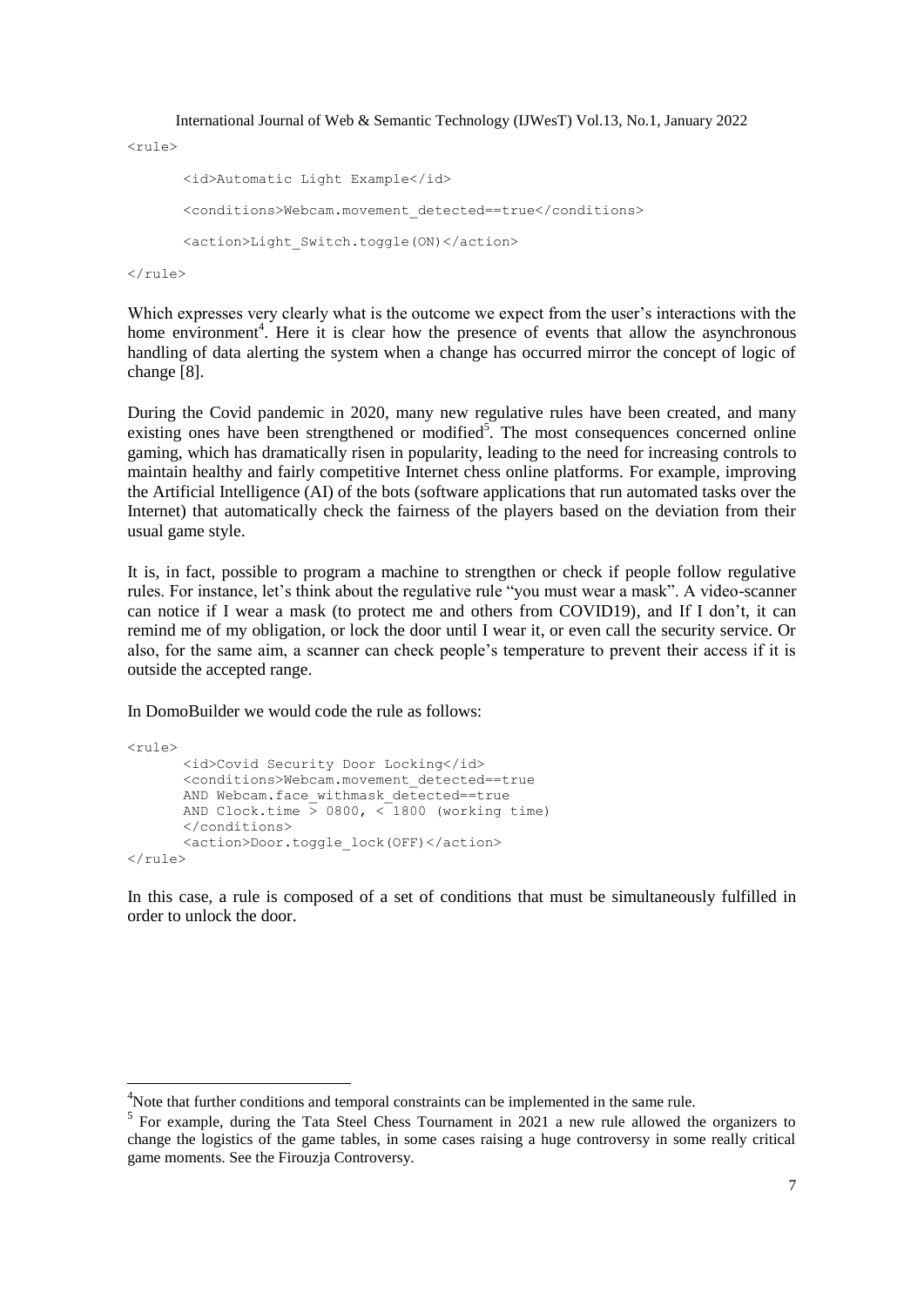```
<rule>

       <id>Automatic Light Example</id>

       <conditions>Webcam.movement_detected==true</conditions>

       <action>Light_Switch.toggle(ON)</action>

</rule>
```

Which expresses very clearly what is the outcome we expect from the user's interactions with the home environment[4]. Here it is clear how the presence of events that allow the asynchronous handling of data alerting the system when a change has occurred mirror the concept of logic of change [8].

During the Covid pandemic in 2020, many new regulative rules have been created, and many existing ones have been strengthened or modified[5]. The most consequences concerned online gaming, which has dramatically risen in popularity, leading to the need for increasing controls to maintain healthy and fairly competitive Internet chess online platforms. For example, improving the Artificial Intelligence (AI) of the bots (software applications that run automated tasks over the Internet) that automatically check the fairness of the players based on the deviation from their usual game style.

It is, in fact, possible to program a machine to strengthen or check if people follow regulative rules. For instance, let's think about the regulative rule "you must wear a mask". A video-scanner can notice if I wear a mask (to protect me and others from COVID19), and If I don't, it can remind me of my obligation, or lock the door until I wear it, or even call the security service. Or also, for the same aim, a scanner can check people's temperature to prevent their access if it is outside the accepted range.

In DomoBuilder we would code the rule as follows:

```
<rule>
       <id>Covid Security Door Locking</id>
       <conditions>Webcam.movement_detected==true
       AND Webcam.face_withmask_detected==true
       AND Clock.time > 0800, < 1800 (working time)
       </conditions>
       <action>Door.toggle_lock(OFF)</action>
</rule>
```

In this case, a rule is composed of a set of conditions that must be simultaneously fulfilled in order to unlock the door.

---

[4] Note that further conditions and temporal constraints can be implemented in the same rule.

[5] For example, during the Tata Steel Chess Tournament in 2021 a new rule allowed the organizers to change the logistics of the game tables, in some cases raising a huge controversy in some really critical game moments. See the Firouzja Controversy.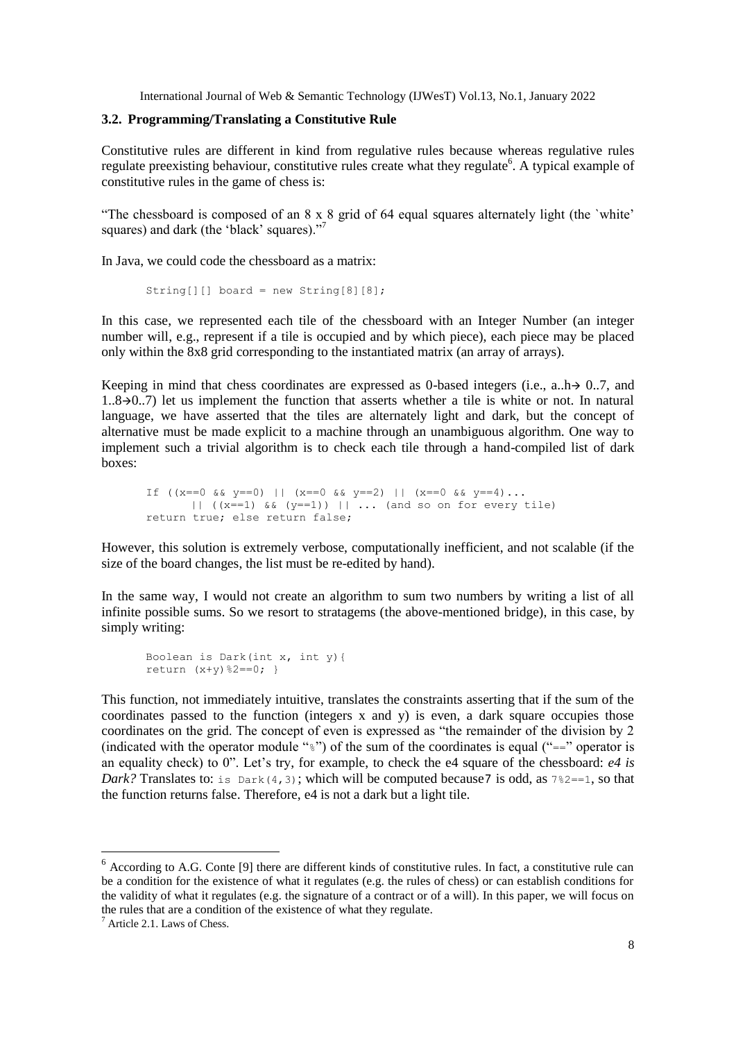### 3.2. Programming/Translating a Constitutive Rule

Constitutive rules are different in kind from regulative rules because whereas regulative rules regulate preexisting behaviour, constitutive rules create what they regulate[6]. A typical example of constitutive rules in the game of chess is:

"The chessboard is composed of an 8 x 8 grid of 64 equal squares alternately light (the `white' squares) and dark (the 'black' squares)."[7]

In Java, we could code the chessboard as a matrix:

```
String[][] board = new String[8][8];
```

In this case, we represented each tile of the chessboard with an Integer Number (an integer number will, e.g., represent if a tile is occupied and by which piece), each piece may be placed only within the 8x8 grid corresponding to the instantiated matrix (an array of arrays).

Keeping in mind that chess coordinates are expressed as 0-based integers (i.e., a..h→ 0..7, and 1..8→0..7) let us implement the function that asserts whether a tile is white or not. In natural language, we have asserted that the tiles are alternately light and dark, but the concept of alternative must be made explicit to a machine through an unambiguous algorithm. One way to implement such a trivial algorithm is to check each tile through a hand-compiled list of dark boxes:

```
If ((x==0 && y==0) || (x==0 && y==2) || (x==0 && y==4)...
      || ((x==1) && (y==1)) || ... (and so on for every tile)
return true; else return false;
```

However, this solution is extremely verbose, computationally inefficient, and not scalable (if the size of the board changes, the list must be re-edited by hand).

In the same way, I would not create an algorithm to sum two numbers by writing a list of all infinite possible sums. So we resort to stratagems (the above-mentioned bridge), in this case, by simply writing:

```
Boolean is Dark(int x, int y){
return (x+y)%2==0; }
```

This function, not immediately intuitive, translates the constraints asserting that if the sum of the coordinates passed to the function (integers x and y) is even, a dark square occupies those coordinates on the grid. The concept of even is expressed as "the remainder of the division by 2 (indicated with the operator module "`%`") of the sum of the coordinates is equal ("`==`" operator is an equality check) to 0". Let's try, for example, to check the e4 square of the chessboard: *e4 is Dark?* Translates to: `is Dark(4,3);` which will be computed because7 is odd, as `7%2==1`, so that the function returns false. Therefore, e4 is not a dark but a light tile.

---

[6] According to A.G. Conte [9] there are different kinds of constitutive rules. In fact, a constitutive rule can be a condition for the existence of what it regulates (e.g. the rules of chess) or can establish conditions for the validity of what it regulates (e.g. the signature of a contract or of a will). In this paper, we will focus on the rules that are a condition of the existence of what they regulate.

[7] Article 2.1. Laws of Chess.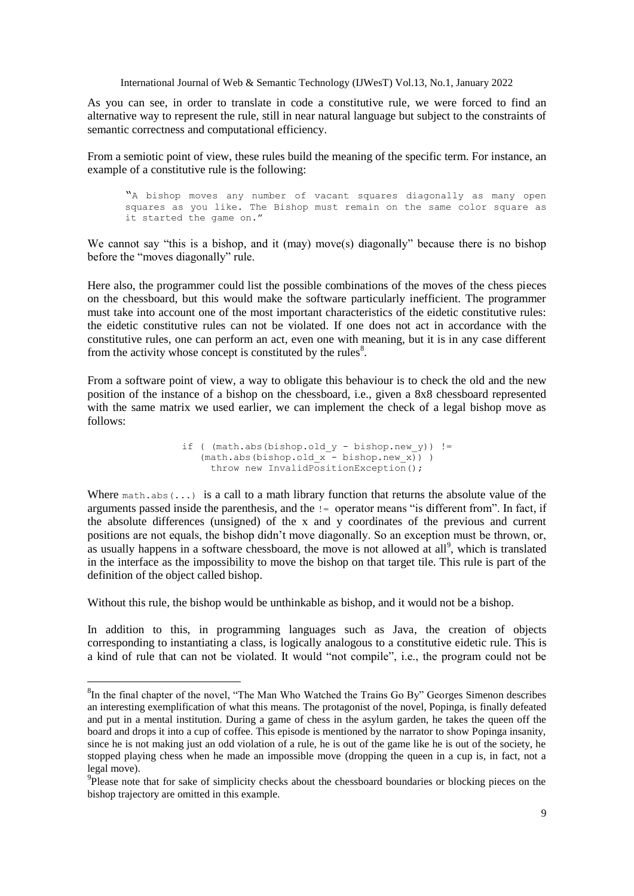As you can see, in order to translate in code a constitutive rule, we were forced to find an alternative way to represent the rule, still in near natural language but subject to the constraints of semantic correctness and computational efficiency.

From a semiotic point of view, these rules build the meaning of the specific term. For instance, an example of a constitutive rule is the following:

```
"A bishop moves any number of vacant squares diagonally as many open
squares as you like. The Bishop must remain on the same color square as
it started the game on."
```

We cannot say "this is a bishop, and it (may) move(s) diagonally" because there is no bishop before the "moves diagonally" rule.

Here also, the programmer could list the possible combinations of the moves of the chess pieces on the chessboard, but this would make the software particularly inefficient. The programmer must take into account one of the most important characteristics of the eidetic constitutive rules: the eidetic constitutive rules can not be violated. If one does not act in accordance with the constitutive rules, one can perform an act, even one with meaning, but it is in any case different from the activity whose concept is constituted by the rules[8].

From a software point of view, a way to obligate this behaviour is to check the old and the new position of the instance of a bishop on the chessboard, i.e., given a 8x8 chessboard represented with the same matrix we used earlier, we can implement the check of a legal bishop move as follows:

```
if ( (math.abs(bishop.old_y - bishop.new_y)) !=
   (math.abs(bishop.old_x - bishop.new_x)) )
     throw new InvalidPositionException();
```

Where `math.abs(...)` is a call to a math library function that returns the absolute value of the arguments passed inside the parenthesis, and the `!=` operator means "is different from". In fact, if the absolute differences (unsigned) of the x and y coordinates of the previous and current positions are not equals, the bishop didn't move diagonally. So an exception must be thrown, or, as usually happens in a software chessboard, the move is not allowed at all[9], which is translated in the interface as the impossibility to move the bishop on that target tile. This rule is part of the definition of the object called bishop.

Without this rule, the bishop would be unthinkable as bishop, and it would not be a bishop.

In addition to this, in programming languages such as Java, the creation of objects corresponding to instantiating a class, is logically analogous to a constitutive eidetic rule. This is a kind of rule that can not be violated. It would "not compile", i.e., the program could not be

---

[8] In the final chapter of the novel, "The Man Who Watched the Trains Go By" Georges Simenon describes an interesting exemplification of what this means. The protagonist of the novel, Popinga, is finally defeated and put in a mental institution. During a game of chess in the asylum garden, he takes the queen off the board and drops it into a cup of coffee. This episode is mentioned by the narrator to show Popinga insanity, since he is not making just an odd violation of a rule, he is out of the game like he is out of the society, he stopped playing chess when he made an impossible move (dropping the queen in a cup is, in fact, not a legal move).

[9] Please note that for sake of simplicity checks about the chessboard boundaries or blocking pieces on the bishop trajectory are omitted in this example.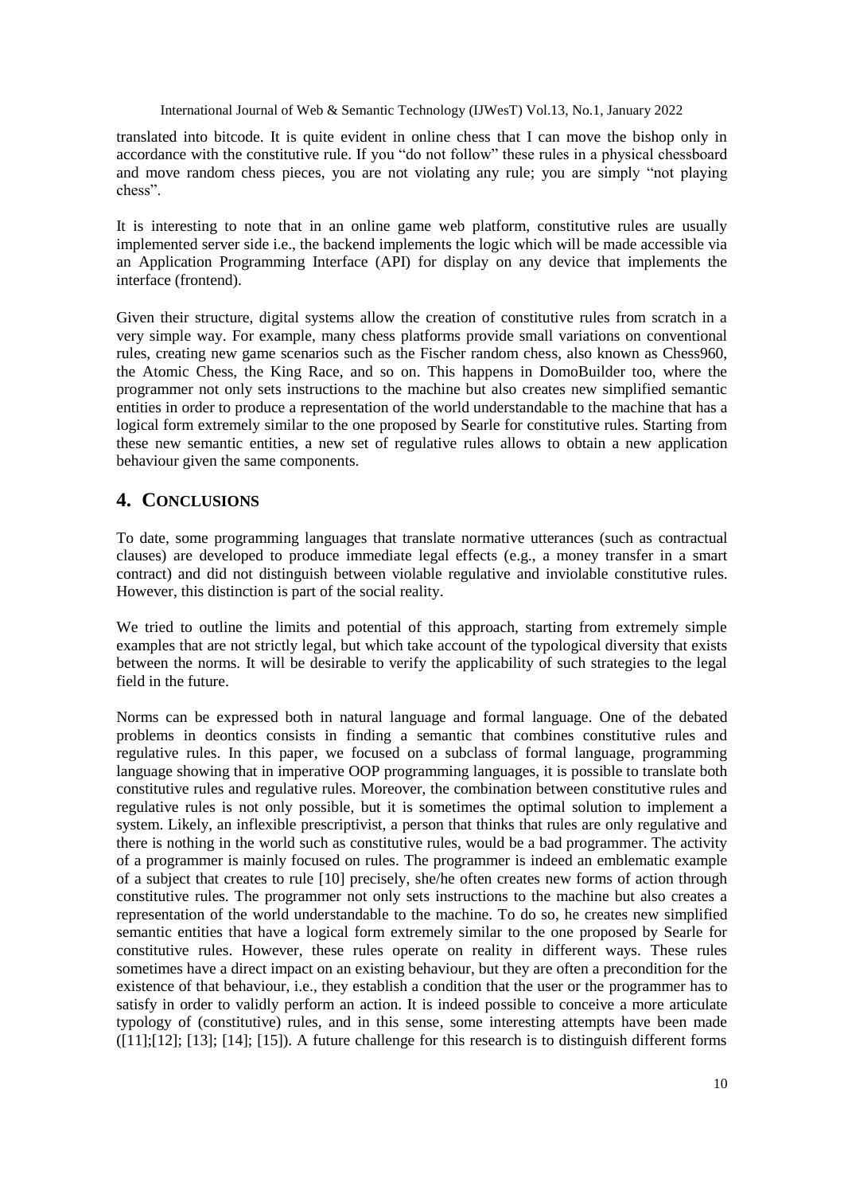translated into bitcode. It is quite evident in online chess that I can move the bishop only in accordance with the constitutive rule. If you "do not follow" these rules in a physical chessboard and move random chess pieces, you are not violating any rule; you are simply "not playing chess".

It is interesting to note that in an online game web platform, constitutive rules are usually implemented server side i.e., the backend implements the logic which will be made accessible via an Application Programming Interface (API) for display on any device that implements the interface (frontend).

Given their structure, digital systems allow the creation of constitutive rules from scratch in a very simple way. For example, many chess platforms provide small variations on conventional rules, creating new game scenarios such as the Fischer random chess, also known as Chess960, the Atomic Chess, the King Race, and so on. This happens in DomoBuilder too, where the programmer not only sets instructions to the machine but also creates new simplified semantic entities in order to produce a representation of the world understandable to the machine that has a logical form extremely similar to the one proposed by Searle for constitutive rules. Starting from these new semantic entities, a new set of regulative rules allows to obtain a new application behaviour given the same components.

## 4. CONCLUSIONS

To date, some programming languages that translate normative utterances (such as contractual clauses) are developed to produce immediate legal effects (e.g., a money transfer in a smart contract) and did not distinguish between violable regulative and inviolable constitutive rules. However, this distinction is part of the social reality.

We tried to outline the limits and potential of this approach, starting from extremely simple examples that are not strictly legal, but which take account of the typological diversity that exists between the norms. It will be desirable to verify the applicability of such strategies to the legal field in the future.

Norms can be expressed both in natural language and formal language. One of the debated problems in deontics consists in finding a semantic that combines constitutive rules and regulative rules. In this paper, we focused on a subclass of formal language, programming language showing that in imperative OOP programming languages, it is possible to translate both constitutive rules and regulative rules. Moreover, the combination between constitutive rules and regulative rules is not only possible, but it is sometimes the optimal solution to implement a system. Likely, an inflexible prescriptivist, a person that thinks that rules are only regulative and there is nothing in the world such as constitutive rules, would be a bad programmer. The activity of a programmer is mainly focused on rules. The programmer is indeed an emblematic example of a subject that creates to rule [10] precisely, she/he often creates new forms of action through constitutive rules. The programmer not only sets instructions to the machine but also creates a representation of the world understandable to the machine. To do so, he creates new simplified semantic entities that have a logical form extremely similar to the one proposed by Searle for constitutive rules. However, these rules operate on reality in different ways. These rules sometimes have a direct impact on an existing behaviour, but they are often a precondition for the existence of that behaviour, i.e., they establish a condition that the user or the programmer has to satisfy in order to validly perform an action. It is indeed possible to conceive a more articulate typology of (constitutive) rules, and in this sense, some interesting attempts have been made ([11];[12]; [13]; [14]; [15]). A future challenge for this research is to distinguish different forms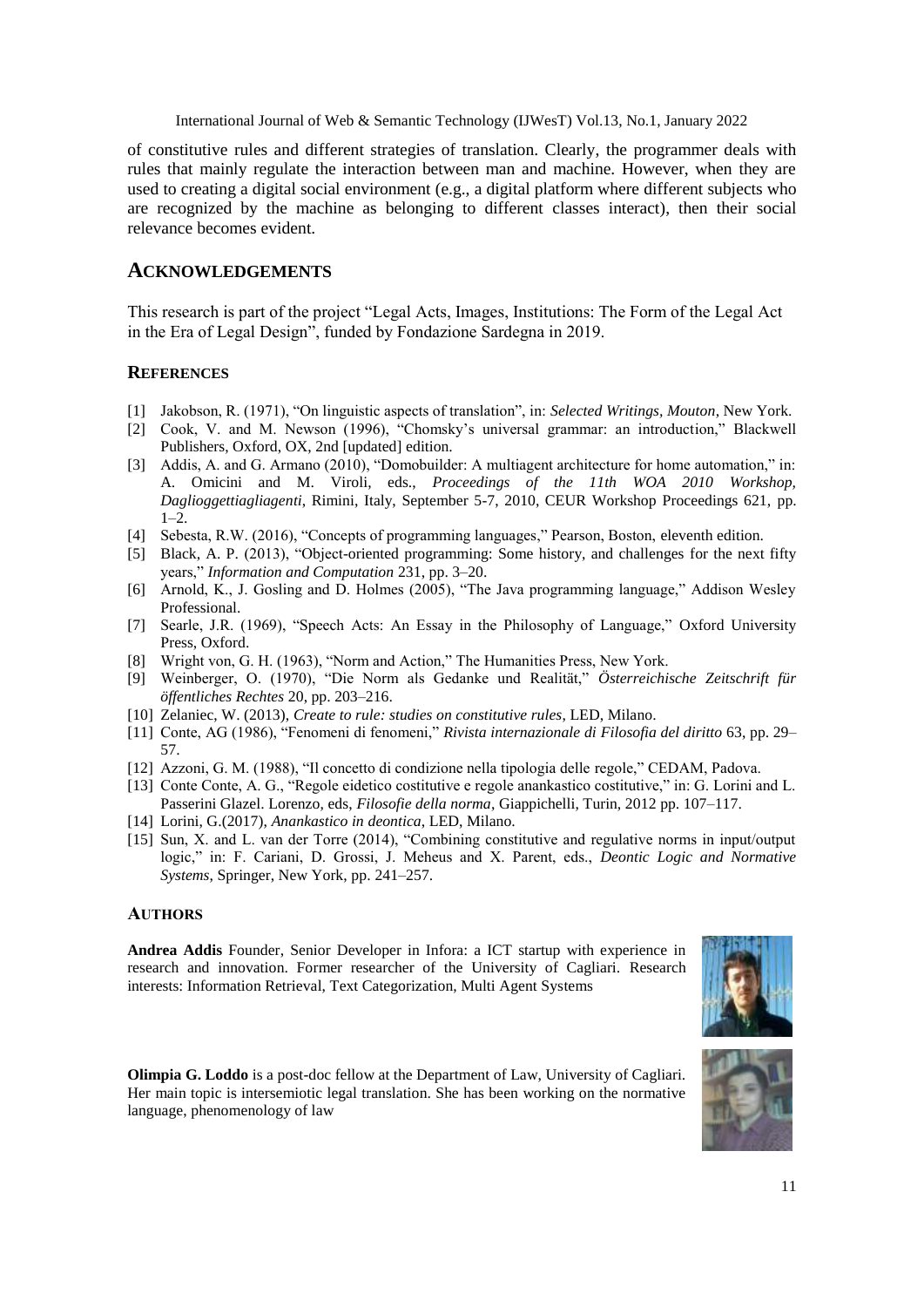of constitutive rules and different strategies of translation. Clearly, the programmer deals with rules that mainly regulate the interaction between man and machine. However, when they are used to creating a digital social environment (e.g., a digital platform where different subjects who are recognized by the machine as belonging to different classes interact), then their social relevance becomes evident.

## ACKNOWLEDGEMENTS

This research is part of the project "Legal Acts, Images, Institutions: The Form of the Legal Act in the Era of Legal Design", funded by Fondazione Sardegna in 2019.

### REFERENCES

[1] Jakobson, R. (1971), "On linguistic aspects of translation", in: *Selected Writings, Mouton*, New York.

[2] Cook, V. and M. Newson (1996), "Chomsky's universal grammar: an introduction," Blackwell Publishers, Oxford, OX, 2nd [updated] edition.

[3] Addis, A. and G. Armano (2010), "Domobuilder: A multiagent architecture for home automation," in: A. Omicini and M. Viroli, eds., *Proceedings of the 11th WOA 2010 Workshop, Daglioggettiagliagenti*, Rimini, Italy, September 5-7, 2010, CEUR Workshop Proceedings 621, pp. 1–2.

[4] Sebesta, R.W. (2016), "Concepts of programming languages," Pearson, Boston, eleventh edition.

[5] Black, A. P. (2013), "Object-oriented programming: Some history, and challenges for the next fifty years," *Information and Computation* 231, pp. 3–20.

[6] Arnold, K., J. Gosling and D. Holmes (2005), "The Java programming language," Addison Wesley Professional.

[7] Searle, J.R. (1969), "Speech Acts: An Essay in the Philosophy of Language," Oxford University Press, Oxford.

[8] Wright von, G. H. (1963), "Norm and Action," The Humanities Press, New York.

[9] Weinberger, O. (1970), "Die Norm als Gedanke und Realität," *Österreichische Zeitschrift für öffentliches Rechtes* 20, pp. 203–216.

[10] Zelaniec, W. (2013), *Create to rule: studies on constitutive rules*, LED, Milano.

[11] Conte, AG (1986), "Fenomeni di fenomeni," *Rivista internazionale di Filosofia del diritto* 63, pp. 29–57.

[12] Azzoni, G. M. (1988), "Il concetto di condizione nella tipologia delle regole," CEDAM, Padova.

[13] Conte Conte, A. G., "Regole eidetico costitutive e regole anankastico costitutive," in: G. Lorini and L. Passerini Glazel. Lorenzo, eds, *Filosofie della norma*, Giappichelli, Turin, 2012 pp. 107–117.

[14] Lorini, G.(2017), *Anankastico in deontica*, LED, Milano.

[15] Sun, X. and L. van der Torre (2014), "Combining constitutive and regulative norms in input/output logic," in: F. Cariani, D. Grossi, J. Meheus and X. Parent, eds., *Deontic Logic and Normative Systems*, Springer, New York, pp. 241–257.

### AUTHORS

**Andrea Addis** Founder, Senior Developer in Infora: a ICT startup with experience in research and innovation. Former researcher of the University of Cagliari. Research interests: Information Retrieval, Text Categorization, Multi Agent Systems

**Olimpia G. Loddo** is a post-doc fellow at the Department of Law, University of Cagliari. Her main topic is intersemiotic legal translation. She has been working on the normative language, phenomenology of law